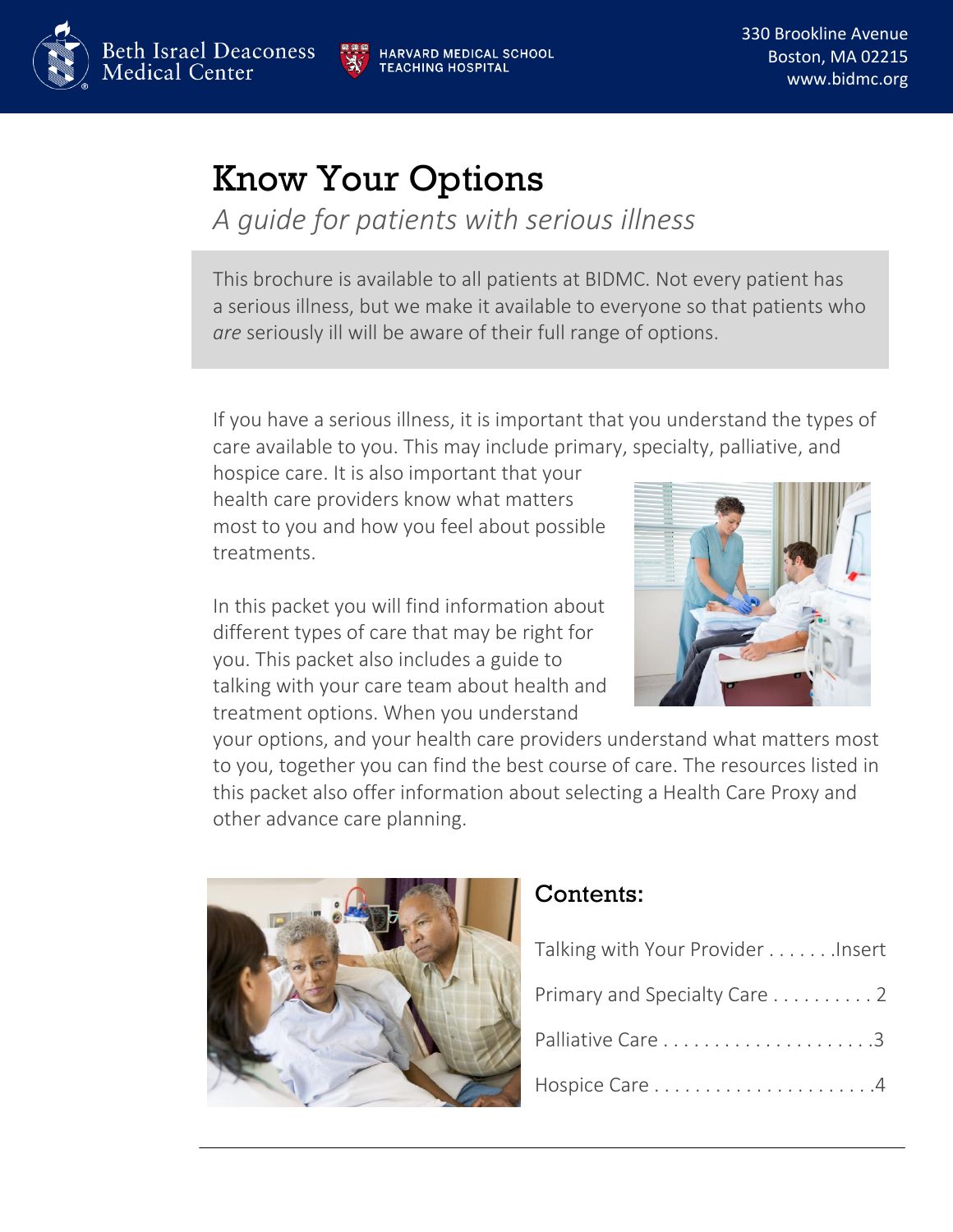Beth Israel Deaconess Medical Center

HARVARD MEDICAL SCHOOL TEACHING HOSPITAL

330 Brookline Avenue
Boston, MA 02215
www.bidmc.org

# Know Your Options

*A guide for patients with serious illness*

This brochure is available to all patients at BIDMC. Not every patient has a serious illness, but we make it available to everyone so that patients who *are* seriously ill will be aware of their full range of options.

If you have a serious illness, it is important that you understand the types of care available to you. This may include primary, specialty, palliative, and hospice care. It is also important that your health care providers know what matters most to you and how you feel about possible treatments.

In this packet you will find information about different types of care that may be right for you. This packet also includes a guide to talking with your care team about health and treatment options. When you understand your options, and your health care providers understand what matters most to you, together you can find the best course of care. The resources listed in this packet also offer information about selecting a Health Care Proxy and other advance care planning.

## Contents:

Talking with Your Provider . . . . . . .Insert

Primary and Specialty Care . . . . . . . . . . 2

Palliative Care . . . . . . . . . . . . . . . . . . . . .3

Hospice Care . . . . . . . . . . . . . . . . . . . . . .4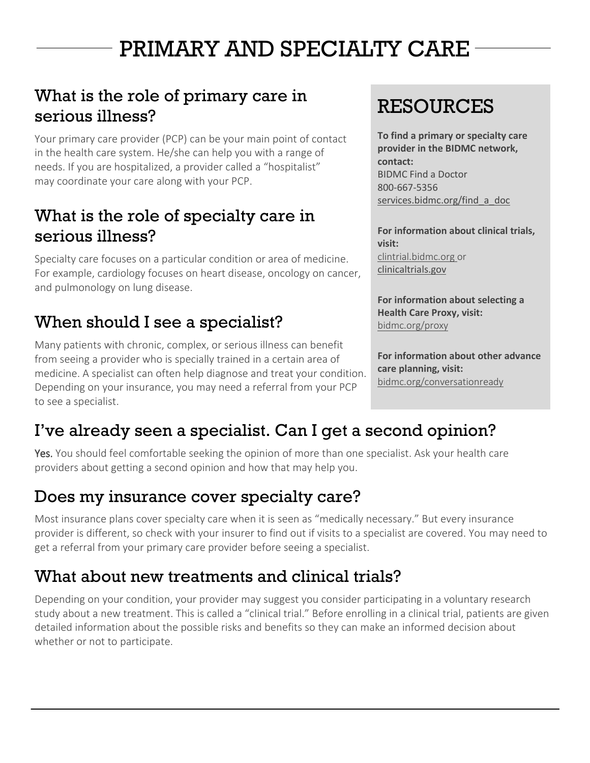# PRIMARY AND SPECIALTY CARE

## What is the role of primary care in serious illness?

Your primary care provider (PCP) can be your main point of contact in the health care system. He/she can help you with a range of needs. If you are hospitalized, a provider called a "hospitalist" may coordinate your care along with your PCP.

## What is the role of specialty care in serious illness?

Specialty care focuses on a particular condition or area of medicine. For example, cardiology focuses on heart disease, oncology on cancer, and pulmonology on lung disease.

## When should I see a specialist?

Many patients with chronic, complex, or serious illness can benefit from seeing a provider who is specially trained in a certain area of medicine. A specialist can often help diagnose and treat your condition. Depending on your insurance, you may need a referral from your PCP to see a specialist.

## RESOURCES

**To find a primary or specialty care provider in the BIDMC network, contact:**
BIDMC Find a Doctor
800-667-5356
services.bidmc.org/find_a_doc

**For information about clinical trials, visit:**
clintrial.bidmc.org or
clinicaltrials.gov

**For information about selecting a Health Care Proxy, visit:**
bidmc.org/proxy

**For information about other advance care planning, visit:**
bidmc.org/conversationready

## I've already seen a specialist. Can I get a second opinion?

Yes. You should feel comfortable seeking the opinion of more than one specialist. Ask your health care providers about getting a second opinion and how that may help you.

## Does my insurance cover specialty care?

Most insurance plans cover specialty care when it is seen as "medically necessary." But every insurance provider is different, so check with your insurer to find out if visits to a specialist are covered. You may need to get a referral from your primary care provider before seeing a specialist.

## What about new treatments and clinical trials?

Depending on your condition, your provider may suggest you consider participating in a voluntary research study about a new treatment. This is called a "clinical trial." Before enrolling in a clinical trial, patients are given detailed information about the possible risks and benefits so they can make an informed decision about whether or not to participate.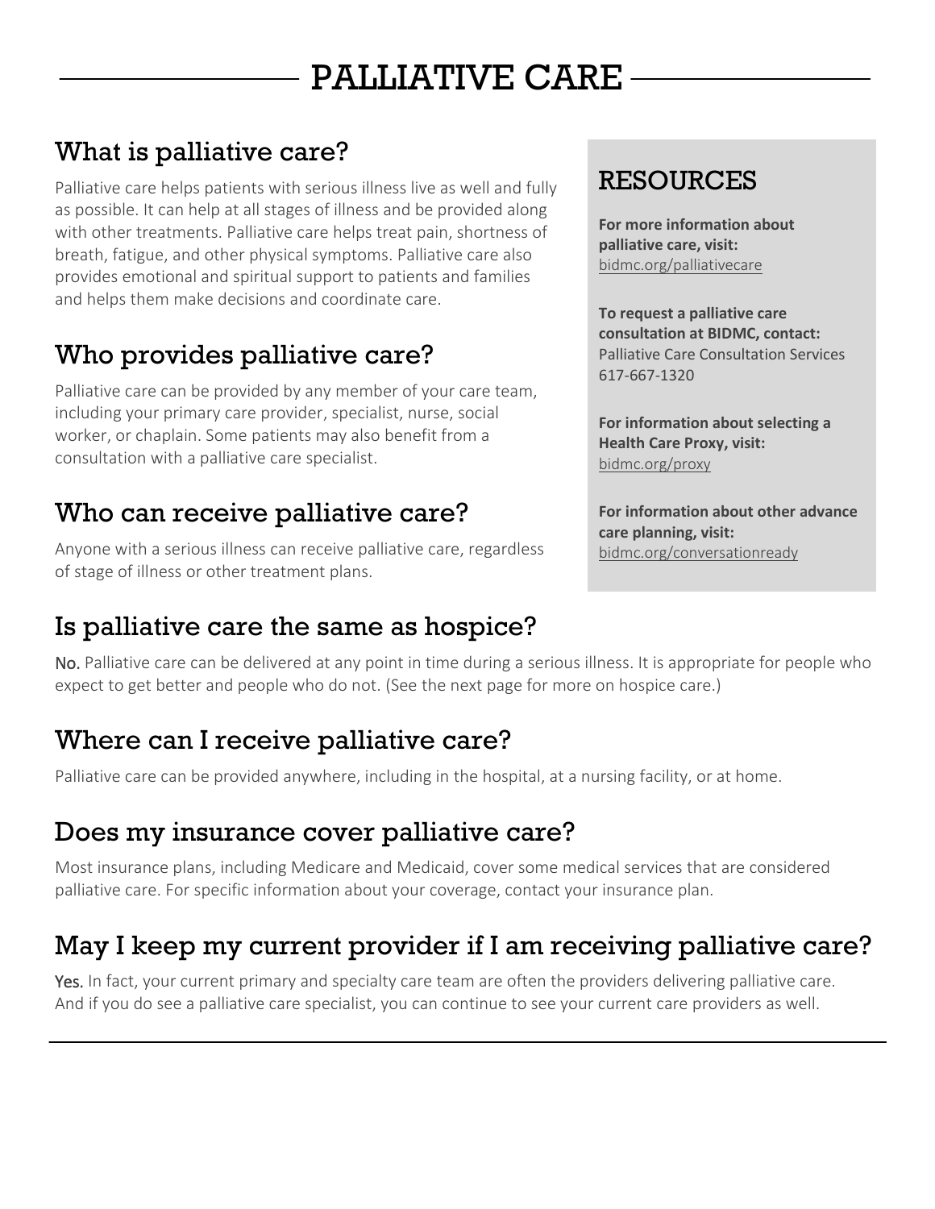# PALLIATIVE CARE

## What is palliative care?

Palliative care helps patients with serious illness live as well and fully as possible. It can help at all stages of illness and be provided along with other treatments. Palliative care helps treat pain, shortness of breath, fatigue, and other physical symptoms. Palliative care also provides emotional and spiritual support to patients and families and helps them make decisions and coordinate care.

## Who provides palliative care?

Palliative care can be provided by any member of your care team, including your primary care provider, specialist, nurse, social worker, or chaplain. Some patients may also benefit from a consultation with a palliative care specialist.

## Who can receive palliative care?

Anyone with a serious illness can receive palliative care, regardless of stage of illness or other treatment plans.

## RESOURCES

**For more information about palliative care, visit:**
bidmc.org/palliativecare

**To request a palliative care consultation at BIDMC, contact:**
Palliative Care Consultation Services
617-667-1320

**For information about selecting a Health Care Proxy, visit:**
bidmc.org/proxy

**For information about other advance care planning, visit:**
bidmc.org/conversationready

## Is palliative care the same as hospice?

No. Palliative care can be delivered at any point in time during a serious illness. It is appropriate for people who expect to get better and people who do not. (See the next page for more on hospice care.)

## Where can I receive palliative care?

Palliative care can be provided anywhere, including in the hospital, at a nursing facility, or at home.

## Does my insurance cover palliative care?

Most insurance plans, including Medicare and Medicaid, cover some medical services that are considered palliative care. For specific information about your coverage, contact your insurance plan.

## May I keep my current provider if I am receiving palliative care?

Yes. In fact, your current primary and specialty care team are often the providers delivering palliative care. And if you do see a palliative care specialist, you can continue to see your current care providers as well.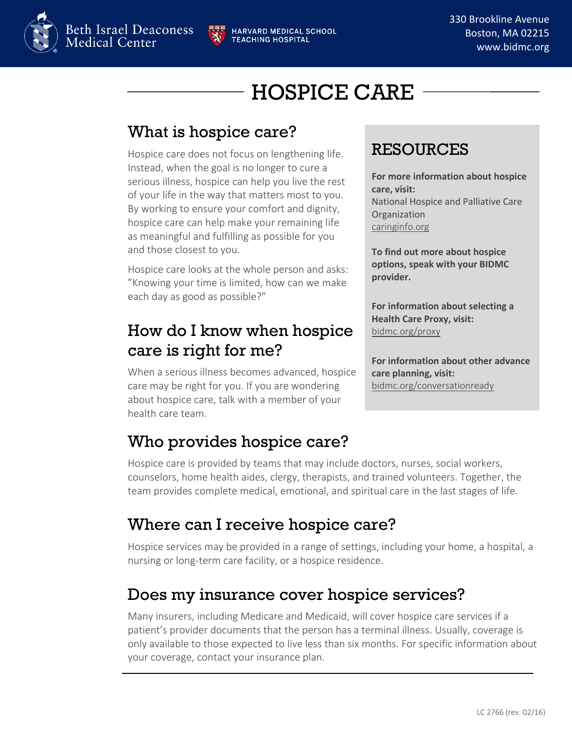# HOSPICE CARE

## What is hospice care?

Hospice care does not focus on lengthening life. Instead, when the goal is no longer to cure a serious illness, hospice can help you live the rest of your life in the way that matters most to you. By working to ensure your comfort and dignity, hospice care can help make your remaining life as meaningful and fulfilling as possible for you and those closest to you.

Hospice care looks at the whole person and asks: "Knowing your time is limited, how can we make each day as good as possible?"

## How do I know when hospice care is right for me?

When a serious illness becomes advanced, hospice care may be right for you. If you are wondering about hospice care, talk with a member of your health care team.

## RESOURCES

**For more information about hospice care, visit:**
National Hospice and Palliative Care Organization
caringinfo.org

**To find out more about hospice options, speak with your BIDMC provider.**

**For information about selecting a Health Care Proxy, visit:**
bidmc.org/proxy

**For information about other advance care planning, visit:**
bidmc.org/conversationready

## Who provides hospice care?

Hospice care is provided by teams that may include doctors, nurses, social workers, counselors, home health aides, clergy, therapists, and trained volunteers. Together, the team provides complete medical, emotional, and spiritual care in the last stages of life.

## Where can I receive hospice care?

Hospice services may be provided in a range of settings, including your home, a hospital, a nursing or long-term care facility, or a hospice residence.

## Does my insurance cover hospice services?

Many insurers, including Medicare and Medicaid, will cover hospice care services if a patient's provider documents that the person has a terminal illness. Usually, coverage is only available to those expected to live less than six months. For specific information about your coverage, contact your insurance plan.

LC 2766 (rev. 02/16)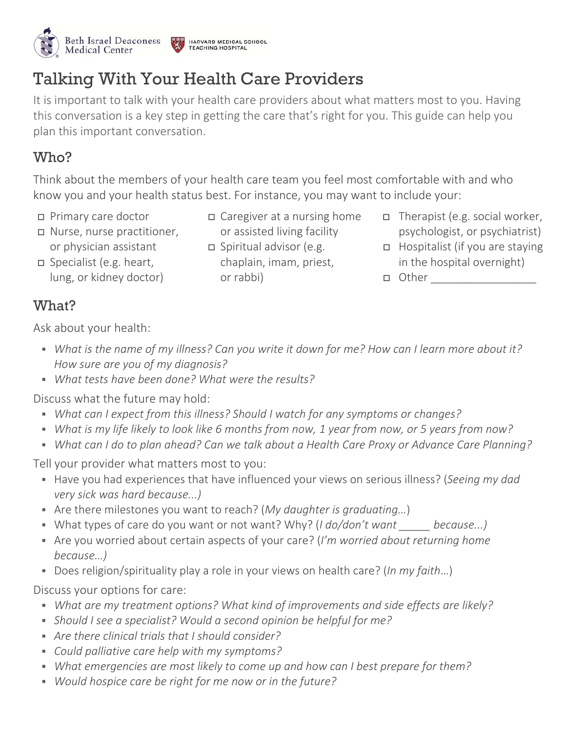Beth Israel Deaconess Medical Center — Harvard Medical School Teaching Hospital

# Talking With Your Health Care Providers

It is important to talk with your health care providers about what matters most to you. Having this conversation is a key step in getting the care that's right for you. This guide can help you plan this important conversation.

## Who?

Think about the members of your health care team you feel most comfortable with and who know you and your health status best. For instance, you may want to include your:

- ☐ Primary care doctor
- ☐ Nurse, nurse practitioner, or physician assistant
- ☐ Specialist (e.g. heart, lung, or kidney doctor)
- ☐ Caregiver at a nursing home or assisted living facility
- ☐ Spiritual advisor (e.g. chaplain, imam, priest, or rabbi)
- ☐ Therapist (e.g. social worker, psychologist, or psychiatrist)
- ☐ Hospitalist (if you are staying in the hospital overnight)
- ☐ Other ________________

## What?

Ask about your health:

- *What is the name of my illness? Can you write it down for me? How can I learn more about it? How sure are you of my diagnosis?*
- *What tests have been done? What were the results?*

Discuss what the future may hold:

- *What can I expect from this illness? Should I watch for any symptoms or changes?*
- *What is my life likely to look like 6 months from now, 1 year from now, or 5 years from now?*
- *What can I do to plan ahead? Can we talk about a Health Care Proxy or Advance Care Planning?*

Tell your provider what matters most to you:

- Have you had experiences that have influenced your views on serious illness? (*Seeing my dad very sick was hard because...)*
- Are there milestones you want to reach? (*My daughter is graduating…*)
- What types of care do you want or not want? Why? (*I do/don't want _____ because...)*
- Are you worried about certain aspects of your care? (*I'm worried about returning home because…)*
- Does religion/spirituality play a role in your views on health care? (*In my faith…*)

Discuss your options for care:

- *What are my treatment options? What kind of improvements and side effects are likely?*
- *Should I see a specialist? Would a second opinion be helpful for me?*
- *Are there clinical trials that I should consider?*
- *Could palliative care help with my symptoms?*
- *What emergencies are most likely to come up and how can I best prepare for them?*
- *Would hospice care be right for me now or in the future?*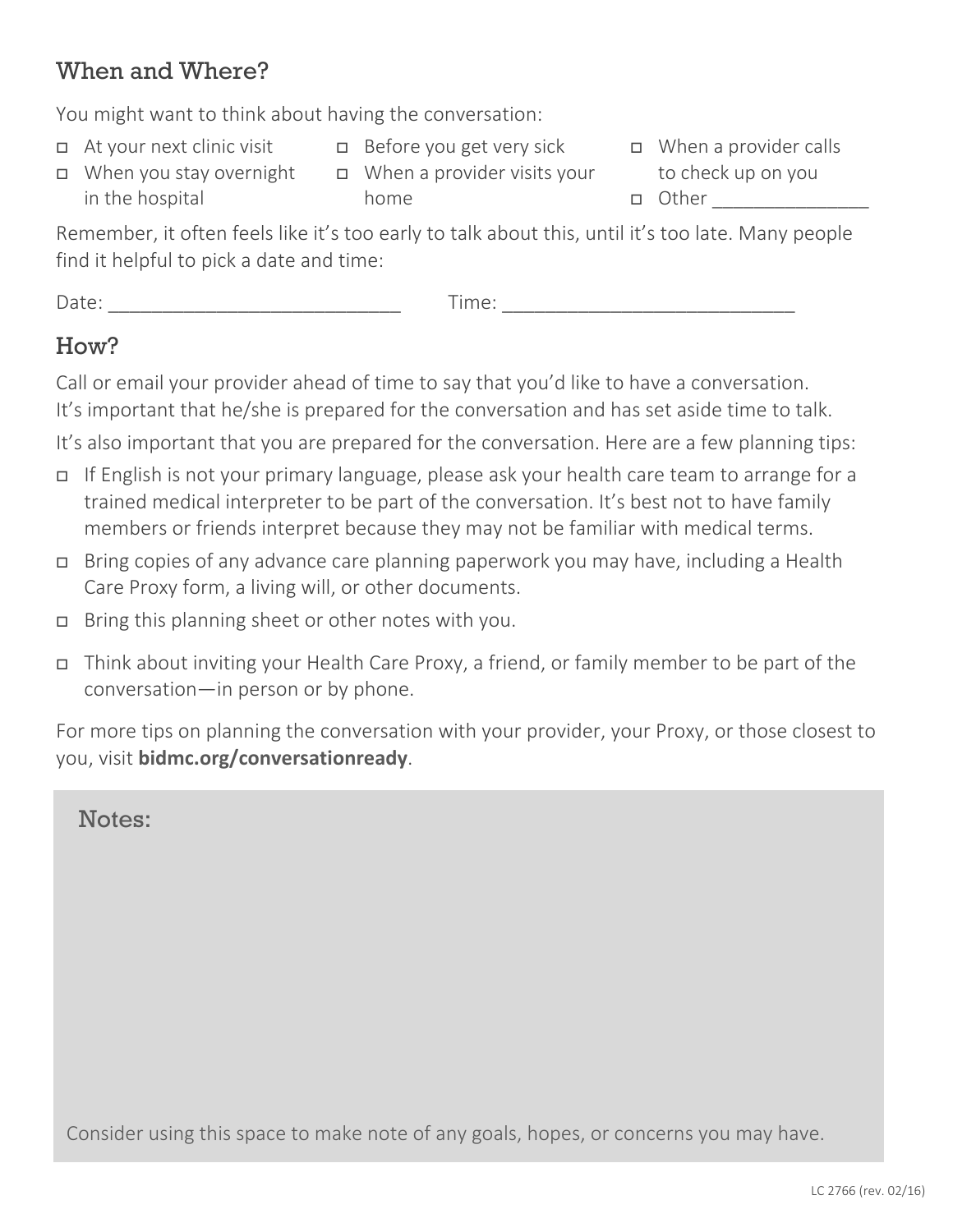## When and Where?

You might want to think about having the conversation:

- ☐ At your next clinic visit
- ☐ When you stay overnight in the hospital
- ☐ Before you get very sick
- ☐ When a provider visits your home
- ☐ When a provider calls to check up on you
- ☐ Other _______________

Remember, it often feels like it's too early to talk about this, until it's too late. Many people find it helpful to pick a date and time:

Date: ___________________________ Time: ___________________________

## How?

Call or email your provider ahead of time to say that you'd like to have a conversation. It's important that he/she is prepared for the conversation and has set aside time to talk.

It's also important that you are prepared for the conversation. Here are a few planning tips:

- ☐ If English is not your primary language, please ask your health care team to arrange for a trained medical interpreter to be part of the conversation. It's best not to have family members or friends interpret because they may not be familiar with medical terms.
- ☐ Bring copies of any advance care planning paperwork you may have, including a Health Care Proxy form, a living will, or other documents.
- ☐ Bring this planning sheet or other notes with you.
- ☐ Think about inviting your Health Care Proxy, a friend, or family member to be part of the conversation—in person or by phone.

For more tips on planning the conversation with your provider, your Proxy, or those closest to you, visit **bidmc.org/conversationready**.

## Notes:

Consider using this space to make note of any goals, hopes, or concerns you may have.

LC 2766 (rev. 02/16)